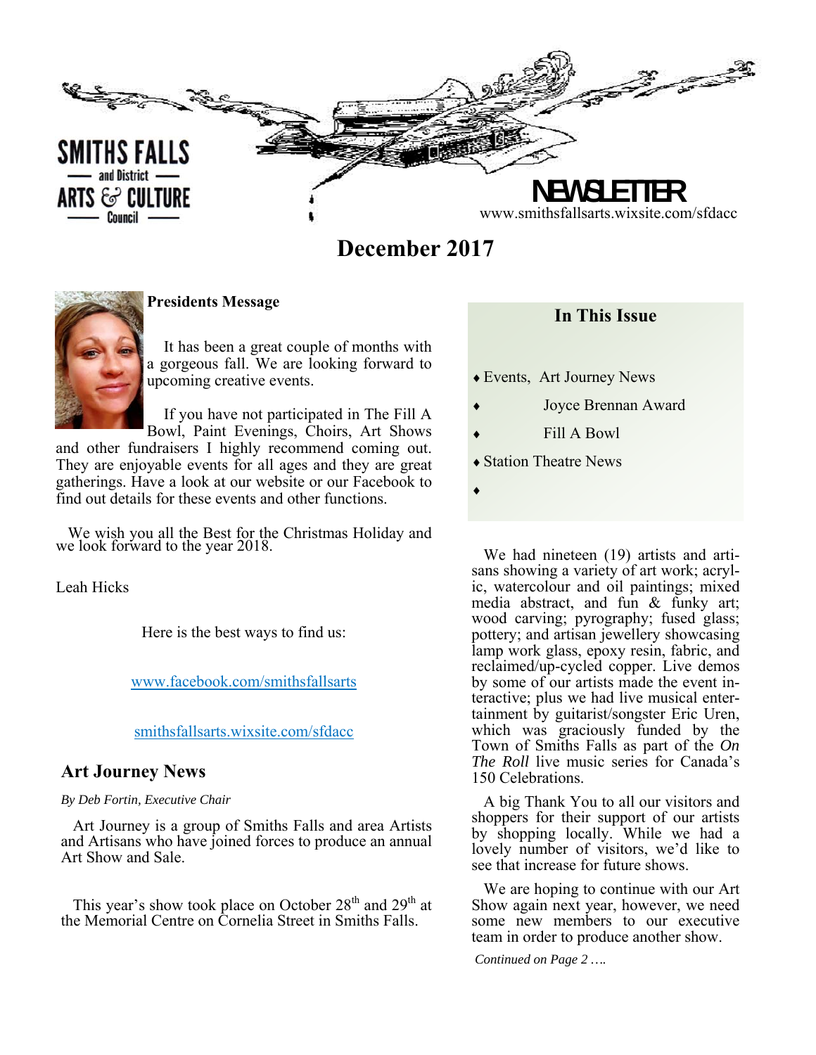SMITHS FALLS and District ARTS & CULTURE Council

NEWSLETTER

www.smithsfallsarts.wixsite.com/sfdacc

# December 2017

**Presidents Message**

It has been a great couple of months with a gorgeous fall. We are looking forward to upcoming creative events.

If you have not participated in The Fill A Bowl, Paint Evenings, Choirs, Art Shows and other fundraisers I highly recommend coming out. They are enjoyable events for all ages and they are great gatherings. Have a look at our website or our Facebook to find out details for these events and other functions.

We wish you all the Best for the Christmas Holiday and we look forward to the year 2018.

Leah Hicks

Here is the best ways to find us:

www.facebook.com/smithsfallsarts

smithsfallsarts.wixsite.com/sfdacc

## Art Journey News

*By Deb Fortin, Executive Chair*

Art Journey is a group of Smiths Falls and area Artists and Artisans who have joined forces to produce an annual Art Show and Sale.

This year's show took place on October 28th and 29th at the Memorial Centre on Cornelia Street in Smiths Falls.

We had nineteen (19) artists and artisans showing a variety of art work; acrylic, watercolour and oil paintings; mixed media abstract, and fun & funky art; wood carving; pyrography; fused glass; pottery; and artisan jewellery showcasing lamp work glass, epoxy resin, fabric, and reclaimed/up-cycled copper. Live demos by some of our artists made the event interactive; plus we had live musical entertainment by guitarist/songster Eric Uren, which was graciously funded by the Town of Smiths Falls as part of the *On The Roll* live music series for Canada's 150 Celebrations.

A big Thank You to all our visitors and shoppers for their support of our artists by shopping locally. While we had a lovely number of visitors, we'd like to see that increase for future shows.

We are hoping to continue with our Art Show again next year, however, we need some new members to our executive team in order to produce another show.

*Continued on Page 2 ….*

### In This Issue

- Events, Art Journey News
- Joyce Brennan Award
- Fill A Bowl
- Station Theatre News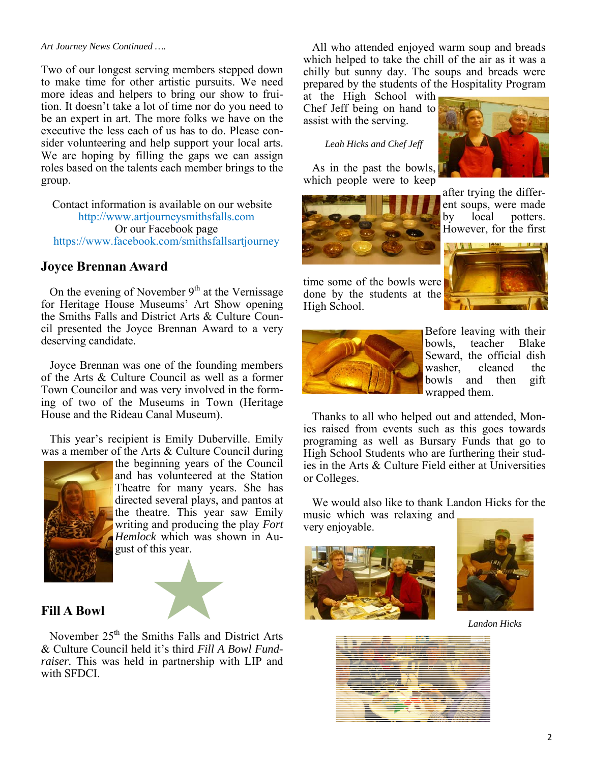*Art Journey News Continued ….*

Two of our longest serving members stepped down to make time for other artistic pursuits. We need more ideas and helpers to bring our show to fruition. It doesn't take a lot of time nor do you need to be an expert in art. The more folks we have on the executive the less each of us has to do. Please consider volunteering and help support your local arts. We are hoping by filling the gaps we can assign roles based on the talents each member brings to the group.

Contact information is available on our website
http://www.artjourneysmithsfalls.com
Or our Facebook page
https://www.facebook.com/smithsfallsartjourney

## Joyce Brennan Award

On the evening of November 9th at the Vernissage for Heritage House Museums' Art Show opening the Smiths Falls and District Arts & Culture Council presented the Joyce Brennan Award to a very deserving candidate.

Joyce Brennan was one of the founding members of the Arts & Culture Council as well as a former Town Councilor and was very involved in the forming of two of the Museums in Town (Heritage House and the Rideau Canal Museum).

This year's recipient is Emily Duberville. Emily was a member of the Arts & Culture Council during the beginning years of the Council and has volunteered at the Station Theatre for many years. She has directed several plays, and pantos at the theatre. This year saw Emily writing and producing the play *Fort Hemlock* which was shown in August of this year.

## Fill A Bowl

November 25th the Smiths Falls and District Arts & Culture Council held it's third *Fill A Bowl Fundraiser.* This was held in partnership with LIP and with SFDCI.

All who attended enjoyed warm soup and breads which helped to take the chill of the air as it was a chilly but sunny day. The soups and breads were prepared by the students of the Hospitality Program at the High School with Chef Jeff being on hand to assist with the serving.

*Leah Hicks and Chef Jeff*

As in the past the bowls, which people were to keep after trying the different soups, were made by local potters. However, for the first time some of the bowls were done by the students at the High School.

Before leaving with their bowls, teacher Blake Seward, the official dish washer, cleaned the bowls and then gift wrapped them.

Thanks to all who helped out and attended, Monies raised from events such as this goes towards programing as well as Bursary Funds that go to High School Students who are furthering their studies in the Arts & Culture Field either at Universities or Colleges.

We would also like to thank Landon Hicks for the music which was relaxing and very enjoyable.

*Landon Hicks*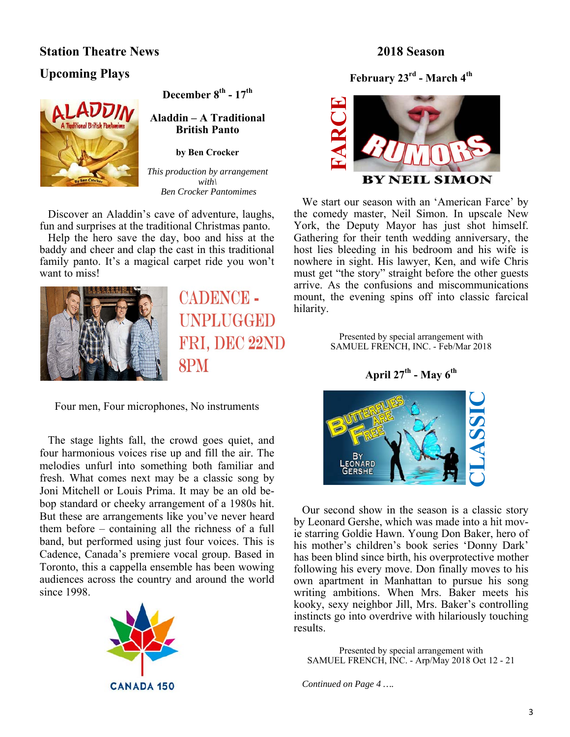## Station Theatre News

### Upcoming Plays

**December 8th - 17th**

**Aladdin – A Traditional British Panto**

**by Ben Crocker**

*This production by arrangement with\ Ben Crocker Pantomimes*

Discover an Aladdin's cave of adventure, laughs, fun and surprises at the traditional Christmas panto. Help the hero save the day, boo and hiss at the baddy and cheer and clap the cast in this traditional family panto. It's a magical carpet ride you won't want to miss!

CADENCE - UNPLUGGED FRI, DEC 22ND 8PM

Four men, Four microphones, No instruments

The stage lights fall, the crowd goes quiet, and four harmonious voices rise up and fill the air. The melodies unfurl into something both familiar and fresh. What comes next may be a classic song by Joni Mitchell or Louis Prima. It may be an old be-bop standard or cheeky arrangement of a 1980s hit. But these are arrangements like you've never heard them before – containing all the richness of a full band, but performed using just four voices. This is Cadence, Canada's premiere vocal group. Based in Toronto, this a cappella ensemble has been wowing audiences across the country and around the world since 1998.

CANADA 150

## 2018 Season

**February 23rd - March 4th**

FARCE

RUMORS BY NEIL SIMON

We start our season with an 'American Farce' by the comedy master, Neil Simon. In upscale New York, the Deputy Mayor has just shot himself. Gathering for their tenth wedding anniversary, the host lies bleeding in his bedroom and his wife is nowhere in sight. His lawyer, Ken, and wife Chris must get "the story" straight before the other guests arrive. As the confusions and miscommunications mount, the evening spins off into classic farcical hilarity.

Presented by special arrangement with
SAMUEL FRENCH, INC. - Feb/Mar 2018

**April 27th - May 6th**

CLASSIC

BUTTERFLIES ARE FREE
BY LEONARD GERSHE

Our second show in the season is a classic story by Leonard Gershe, which was made into a hit movie starring Goldie Hawn. Young Don Baker, hero of his mother's children's book series 'Donny Dark' has been blind since birth, his overprotective mother following his every move. Don finally moves to his own apartment in Manhattan to pursue his song writing ambitions. When Mrs. Baker meets his kooky, sexy neighbor Jill, Mrs. Baker's controlling instincts go into overdrive with hilariously touching results.

Presented by special arrangement with
SAMUEL FRENCH, INC. - Arp/May 2018 Oct 12 - 21

*Continued on Page 4 ….*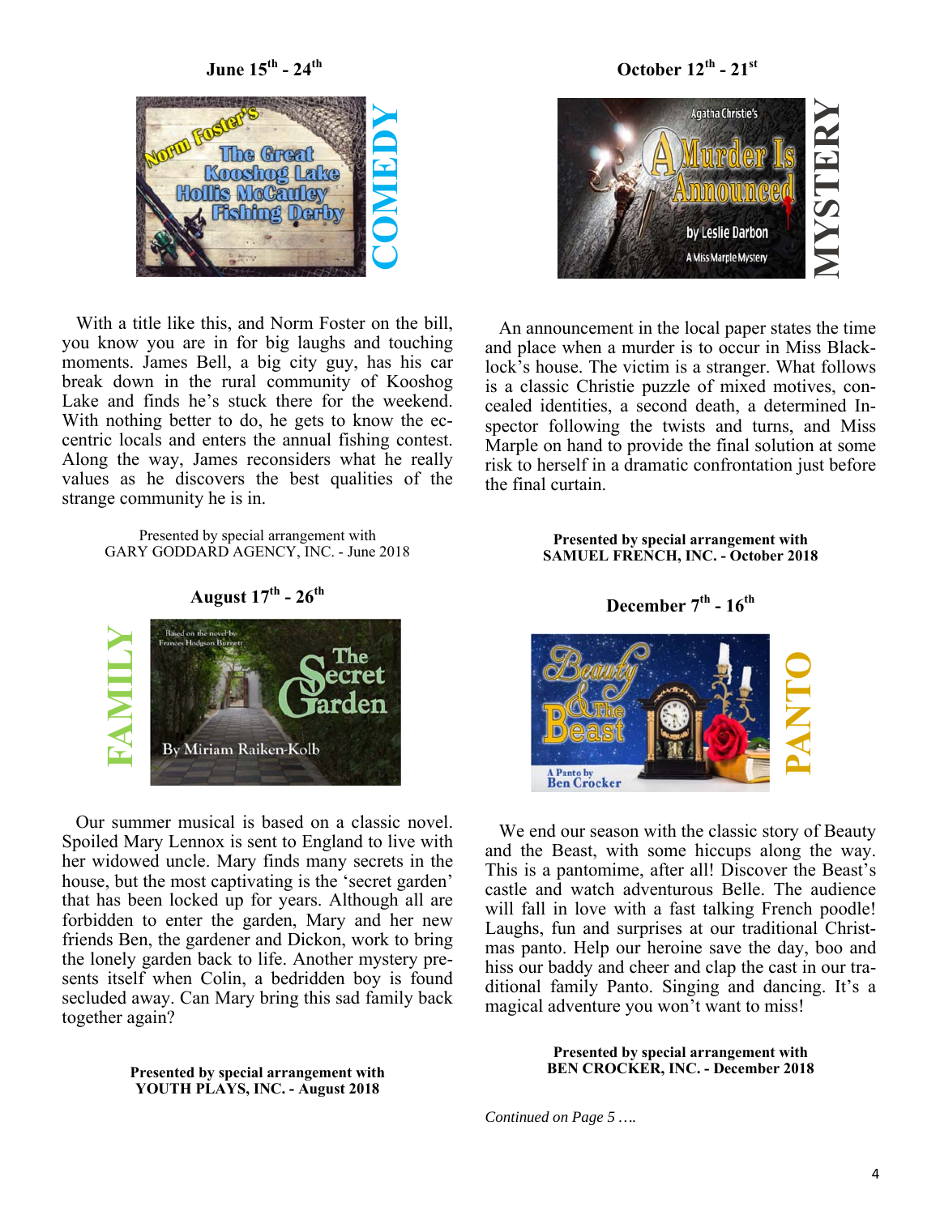**June 15th - 24th**

Norm Foster's The Great Kooshog Lake Hollis McCauley Fishing Derby

COMEDY

With a title like this, and Norm Foster on the bill, you know you are in for big laughs and touching moments. James Bell, a big city guy, has his car break down in the rural community of Kooshog Lake and finds he's stuck there for the weekend. With nothing better to do, he gets to know the eccentric locals and enters the annual fishing contest. Along the way, James reconsiders what he really values as he discovers the best qualities of the strange community he is in.

Presented by special arrangement with
GARY GODDARD AGENCY, INC. - June 2018

**August 17th - 26th**

FAMILY

Based on the novel by Frances Hodgson Burnett
The Secret Garden
By Miriam Raiken-Kolb

Our summer musical is based on a classic novel. Spoiled Mary Lennox is sent to England to live with her widowed uncle. Mary finds many secrets in the house, but the most captivating is the 'secret garden' that has been locked up for years. Although all are forbidden to enter the garden, Mary and her new friends Ben, the gardener and Dickon, work to bring the lonely garden back to life. Another mystery presents itself when Colin, a bedridden boy is found secluded away. Can Mary bring this sad family back together again?

**Presented by special arrangement with**
**YOUTH PLAYS, INC. - August 2018**

**October 12th - 21st**

Agatha Christie's A Murder Is Announced
by Leslie Darbon
A Miss Marple Mystery

MYSTERY

An announcement in the local paper states the time and place when a murder is to occur in Miss Blacklock's house. The victim is a stranger. What follows is a classic Christie puzzle of mixed motives, concealed identities, a second death, a determined Inspector following the twists and turns, and Miss Marple on hand to provide the final solution at some risk to herself in a dramatic confrontation just before the final curtain.

**Presented by special arrangement with**
**SAMUEL FRENCH, INC. - October 2018**

**December 7th - 16th**

Beauty & The Beast
A Panto by Ben Crocker

PANTO

We end our season with the classic story of Beauty and the Beast, with some hiccups along the way. This is a pantomime, after all! Discover the Beast's castle and watch adventurous Belle. The audience will fall in love with a fast talking French poodle! Laughs, fun and surprises at our traditional Christmas panto. Help our heroine save the day, boo and hiss our baddy and cheer and clap the cast in our traditional family Panto. Singing and dancing. It's a magical adventure you won't want to miss!

**Presented by special arrangement with**
**BEN CROCKER, INC. - December 2018**

*Continued on Page 5 ….*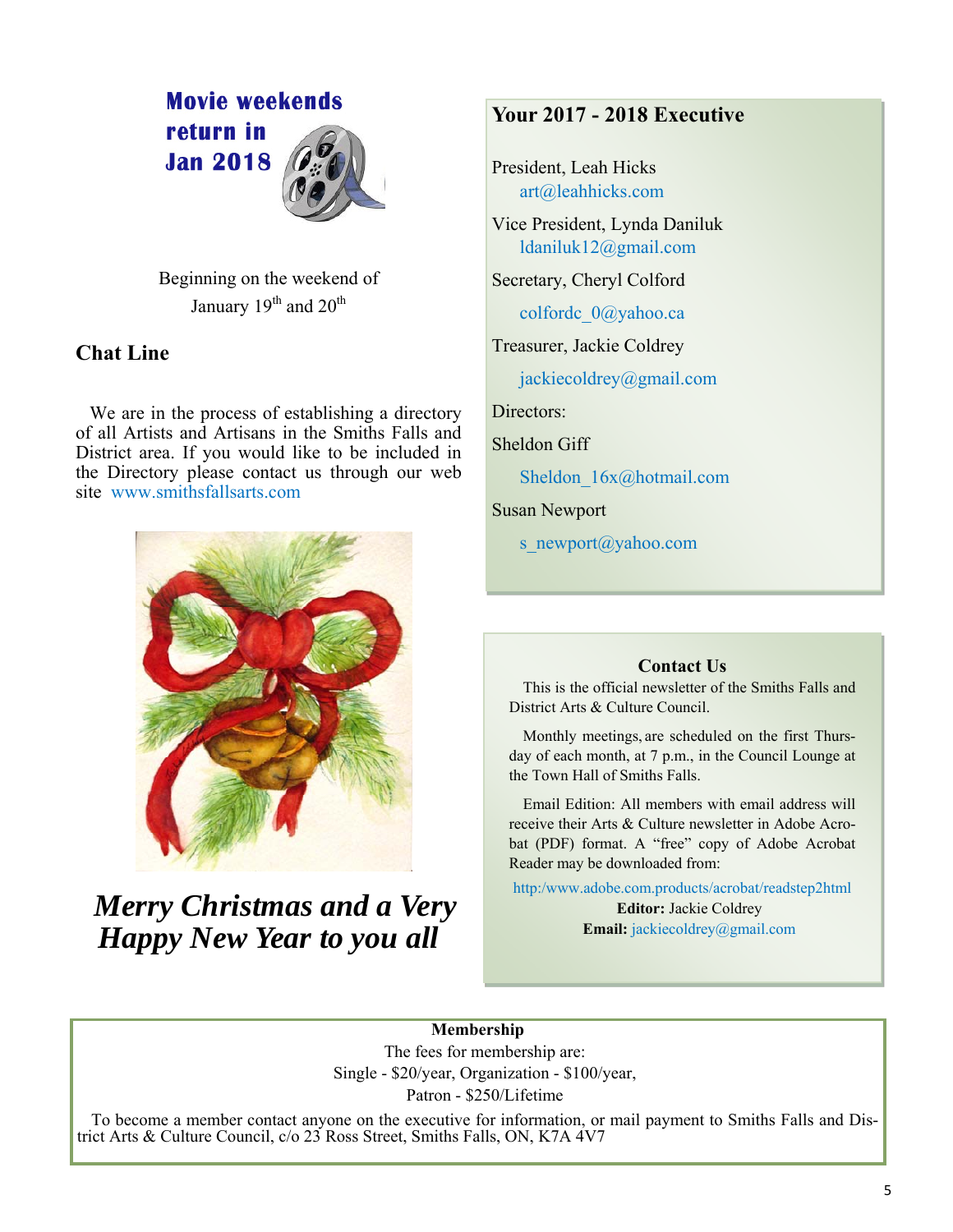## Movie weekends return in Jan 2018

Beginning on the weekend of January 19th and 20th

## Chat Line

We are in the process of establishing a directory of all Artists and Artisans in the Smiths Falls and District area. If you would like to be included in the Directory please contact us through our web site www.smithsfallsarts.com

***Merry Christmas and a Very Happy New Year to you all***

## Your 2017 - 2018 Executive

President, Leah Hicks
art@leahhicks.com

Vice President, Lynda Daniluk
ldaniluk12@gmail.com

Secretary, Cheryl Colford
colfordc_0@yahoo.ca

Treasurer, Jackie Coldrey
jackiecoldrey@gmail.com

Directors:

Sheldon Giff
Sheldon_16x@hotmail.com

Susan Newport
s_newport@yahoo.com

## Contact Us

This is the official newsletter of the Smiths Falls and District Arts & Culture Council.

Monthly meetings, are scheduled on the first Thursday of each month, at 7 p.m., in the Council Lounge at the Town Hall of Smiths Falls.

Email Edition: All members with email address will receive their Arts & Culture newsletter in Adobe Acrobat (PDF) format. A "free" copy of Adobe Acrobat Reader may be downloaded from:

http:/www.adobe.com.products/acrobat/readstep2html

**Editor:** Jackie Coldrey
**Email:** jackiecoldrey@gmail.com

## Membership

The fees for membership are:

Single - $20/year, Organization - $100/year,

Patron - $250/Lifetime

To become a member contact anyone on the executive for information, or mail payment to Smiths Falls and District Arts & Culture Council, c/o 23 Ross Street, Smiths Falls, ON, K7A 4V7